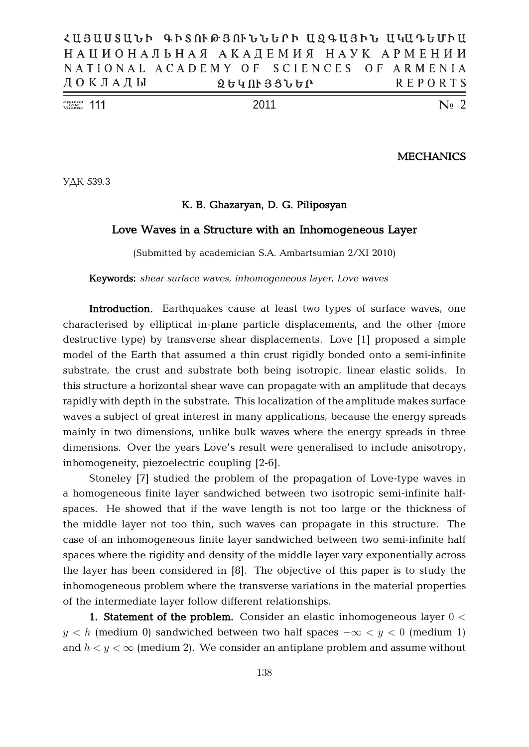ՀԱՅԱՍՏԱՆԻ ԳԻՏՈՒԹՅՈՒՆՆԵՐԻ ԱԶԳԱՅԻՆ ԱԿԱԴԵՄԻԱ
НАЦИОНАЛЬНАЯ АКАДЕМИЯ НАУК АРМЕНИИ
NATIONAL ACADEMY OF SCIENCES OF ARMENIA
ДОКЛАДЫ ԶԵԿՈՒՅՑՆԵՐ REPORTS

Volume 111 2011 № 2

MECHANICS

УДК 539.3

K. B. Ghazaryan, D. G. Piliposyan

## Love Waves in a Structure with an Inhomogeneous Layer

(Submitted by academician S.A. Ambartsumian 2/XI 2010)

**Keywords:** *shear surface waves, inhomogeneous layer, Love waves*

**Introduction.** Earthquakes cause at least two types of surface waves, one characterised by elliptical in-plane particle displacements, and the other (more destructive type) by transverse shear displacements. Love [1] proposed a simple model of the Earth that assumed a thin crust rigidly bonded onto a semi-infinite substrate, the crust and substrate both being isotropic, linear elastic solids. In this structure a horizontal shear wave can propagate with an amplitude that decays rapidly with depth in the substrate. This localization of the amplitude makes surface waves a subject of great interest in many applications, because the energy spreads mainly in two dimensions, unlike bulk waves where the energy spreads in three dimensions. Over the years Love's result were generalised to include anisotropy, inhomogeneity, piezoelectric coupling [2-6].

Stoneley [7] studied the problem of the propagation of Love-type waves in a homogeneous finite layer sandwiched between two isotropic semi-infinite half-spaces. He showed that if the wave length is not too large or the thickness of the middle layer not too thin, such waves can propagate in this structure. The case of an inhomogeneous finite layer sandwiched between two semi-infinite half spaces where the rigidity and density of the middle layer vary exponentially across the layer has been considered in [8]. The objective of this paper is to study the inhomogeneous problem where the transverse variations in the material properties of the intermediate layer follow different relationships.

**1. Statement of the problem.** Consider an elastic inhomogeneous layer $0 < y < h$ (medium 0) sandwiched between two half spaces $-\infty < y < 0$ (medium 1) and $h < y < \infty$ (medium 2). We consider an antiplane problem and assume without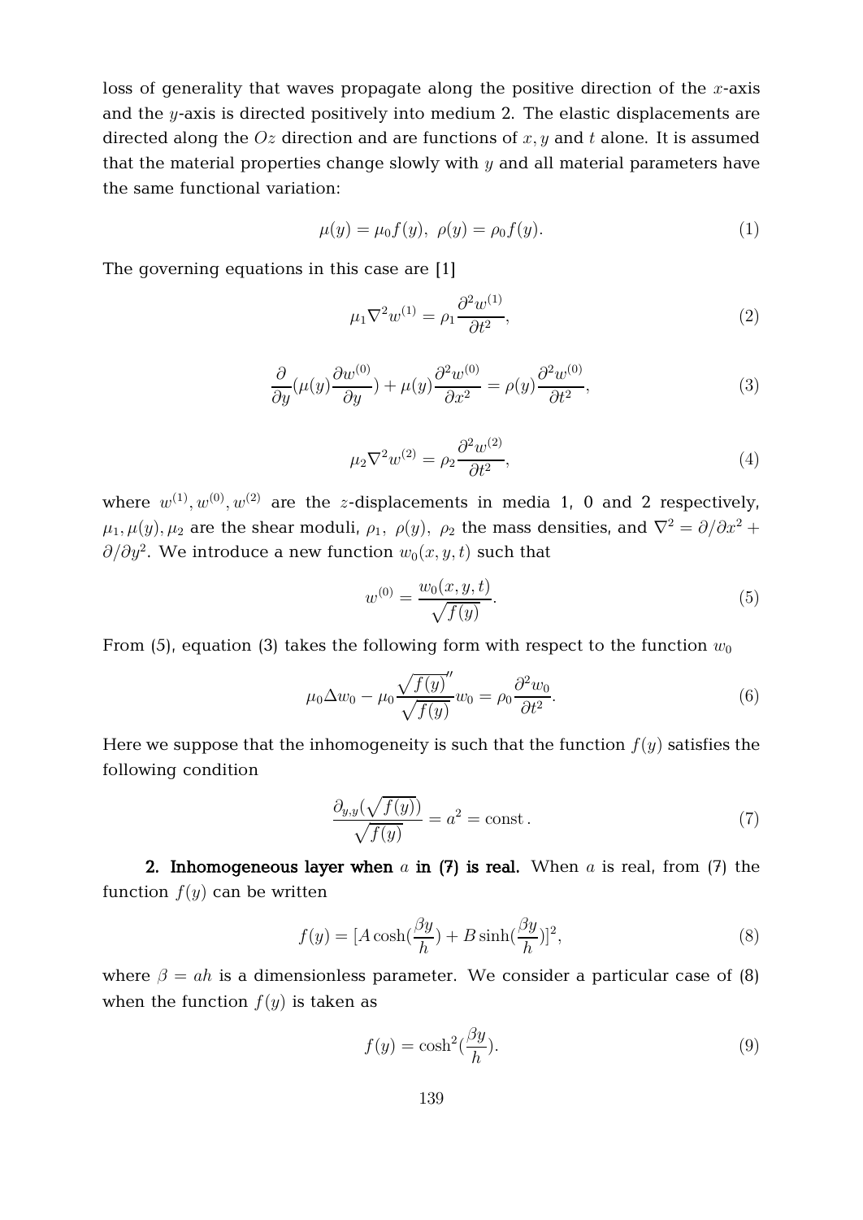loss of generality that waves propagate along the positive direction of the $x$-axis and the $y$-axis is directed positively into medium 2. The elastic displacements are directed along the $Oz$ direction and are functions of $x, y$ and $t$ alone. It is assumed that the material properties change slowly with $y$ and all material parameters have the same functional variation:

$$\mu(y) = \mu_0 f(y), \ \rho(y) = \rho_0 f(y). \tag{1}$$

The governing equations in this case are [1]

$$\mu_1 \nabla^2 w^{(1)} = \rho_1 \frac{\partial^2 w^{(1)}}{\partial t^2}, \tag{2}$$

$$\frac{\partial}{\partial y}(\mu(y)\frac{\partial w^{(0)}}{\partial y}) + \mu(y)\frac{\partial^2 w^{(0)}}{\partial x^2} = \rho(y)\frac{\partial^2 w^{(0)}}{\partial t^2}, \tag{3}$$

$$\mu_2 \nabla^2 w^{(2)} = \rho_2 \frac{\partial^2 w^{(2)}}{\partial t^2}, \tag{4}$$

where $w^{(1)}, w^{(0)}, w^{(2)}$ are the $z$-displacements in media 1, 0 and 2 respectively, $\mu_1, \mu(y), \mu_2$ are the shear moduli, $\rho_1, \ \rho(y), \ \rho_2$ the mass densities, and $\nabla^2 = \partial/\partial x^2 + \partial/\partial y^2$. We introduce a new function $w_0(x, y, t)$ such that

$$w^{(0)} = \frac{w_0(x, y, t)}{\sqrt{f(y)}}. \tag{5}$$

From (5), equation (3) takes the following form with respect to the function $w_0$

$$\mu_0 \Delta w_0 - \mu_0 \frac{\sqrt{f(y)}''}{\sqrt{f(y)}} w_0 = \rho_0 \frac{\partial^2 w_0}{\partial t^2}. \tag{6}$$

Here we suppose that the inhomogeneity is such that the function $f(y)$ satisfies the following condition

$$\frac{\partial_{y,y}(\sqrt{f(y)})}{\sqrt{f(y)}} = a^2 = \text{const}\,. \tag{7}$$

**2. Inhomogeneous layer when $a$ in (7) is real.** When $a$ is real, from (7) the function $f(y)$ can be written

$$f(y) = [A\cosh(\frac{\beta y}{h}) + B\sinh(\frac{\beta y}{h})]^2, \tag{8}$$

where $\beta = ah$ is a dimensionless parameter. We consider a particular case of (8) when the function $f(y)$ is taken as

$$f(y) = \cosh^2(\frac{\beta y}{h}). \tag{9}$$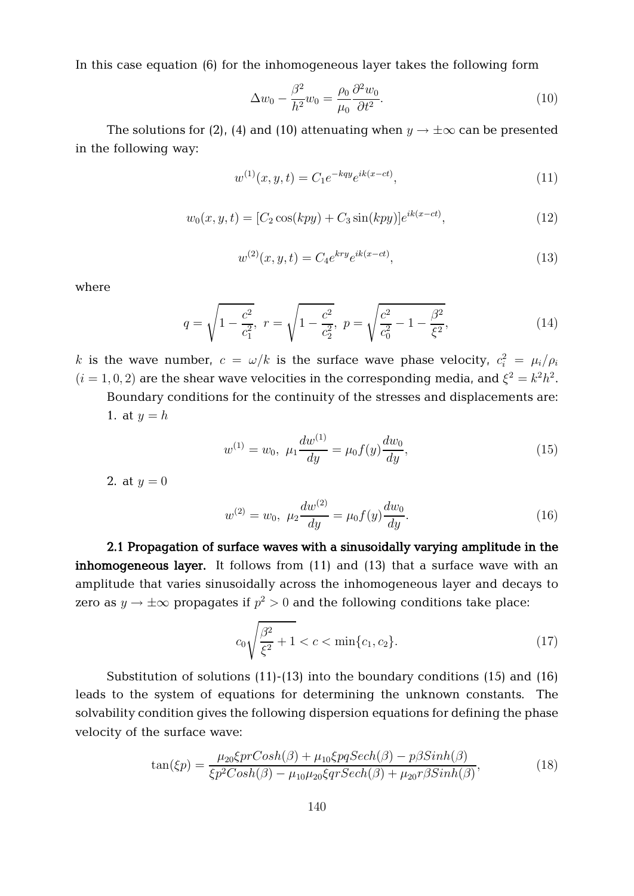In this case equation (6) for the inhomogeneous layer takes the following form

$$\Delta w_0 - \frac{\beta^2}{h^2} w_0 = \frac{\rho_0}{\mu_0} \frac{\partial^2 w_0}{\partial t^2}. \tag{10}$$

The solutions for (2), (4) and (10) attenuating when $y \to \pm\infty$ can be presented in the following way:

$$w^{(1)}(x, y, t) = C_1 e^{-kqy} e^{ik(x-ct)}, \tag{11}$$

$$w_0(x, y, t) = [C_2 \cos(kpy) + C_3 \sin(kpy)] e^{ik(x-ct)}, \tag{12}$$

$$w^{(2)}(x, y, t) = C_4 e^{kry} e^{ik(x-ct)}, \tag{13}$$

where

$$q = \sqrt{1 - \frac{c^2}{c_1^2}},\ r = \sqrt{1 - \frac{c^2}{c_2^2}},\ p = \sqrt{\frac{c^2}{c_0^2} - 1 - \frac{\beta^2}{\xi^2}}, \tag{14}$$

$k$ is the wave number, $c = \omega/k$ is the surface wave phase velocity, $c_i^2 = \mu_i/\rho_i$ $(i = 1, 0, 2)$ are the shear wave velocities in the corresponding media, and $\xi^2 = k^2 h^2$.

Boundary conditions for the continuity of the stresses and displacements are:

1. at $y = h$

$$w^{(1)} = w_0,\ \mu_1 \frac{dw^{(1)}}{dy} = \mu_0 f(y) \frac{dw_0}{dy}, \tag{15}$$

2. at $y = 0$

$$w^{(2)} = w_0,\ \mu_2 \frac{dw^{(2)}}{dy} = \mu_0 f(y) \frac{dw_0}{dy}. \tag{16}$$

**2.1 Propagation of surface waves with a sinusoidally varying amplitude in the inhomogeneous layer.** It follows from (11) and (13) that a surface wave with an amplitude that varies sinusoidally across the inhomogeneous layer and decays to zero as $y \to \pm\infty$ propagates if $p^2 > 0$ and the following conditions take place:

$$c_0 \sqrt{\frac{\beta^2}{\xi^2} + 1} < c < \min\{c_1, c_2\}. \tag{17}$$

Substitution of solutions (11)-(13) into the boundary conditions (15) and (16) leads to the system of equations for determining the unknown constants. The solvability condition gives the following dispersion equations for defining the phase velocity of the surface wave:

$$\tan(\xi p) = \frac{\mu_{20} \xi p r Cosh(\beta) + \mu_{10} \xi p q Sech(\beta) - p \beta Sinh(\beta)}{\xi p^2 Cosh(\beta) - \mu_{10} \mu_{20} \xi q r Sech(\beta) + \mu_{20} r \beta Sinh(\beta)}, \tag{18}$$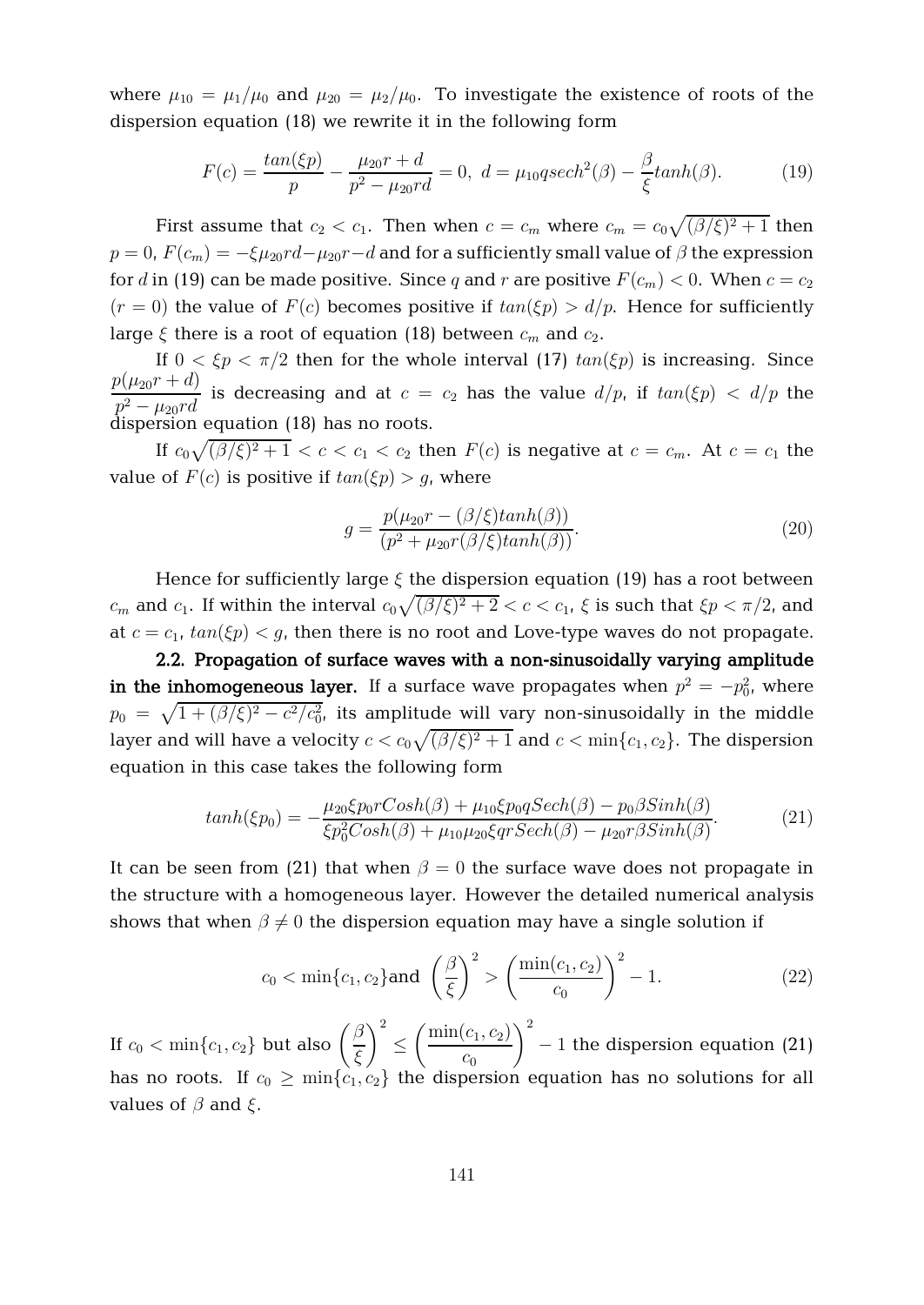where $\mu_{10} = \mu_1/\mu_0$ and $\mu_{20} = \mu_2/\mu_0$. To investigate the existence of roots of the dispersion equation (18) we rewrite it in the following form

$$F(c) = \frac{tan(\xi p)}{p} - \frac{\mu_{20}r + d}{p^2 - \mu_{20}rd} = 0,\ d = \mu_{10}qsech^2(\beta) - \frac{\beta}{\xi}tanh(\beta). \tag{19}$$

First assume that $c_2 < c_1$. Then when $c = c_m$ where $c_m = c_0\sqrt{(\beta/\xi)^2 + 1}$ then $p = 0$, $F(c_m) = -\xi\mu_{20}rd - \mu_{20}r - d$ and for a sufficiently small value of $\beta$ the expression for $d$ in (19) can be made positive. Since $q$ and $r$ are positive $F(c_m) < 0$. When $c = c_2$ ($r = 0$) the value of $F(c)$ becomes positive if $tan(\xi p) > d/p$. Hence for sufficiently large $\xi$ there is a root of equation (18) between $c_m$ and $c_2$.

If $0 < \xi p < \pi/2$ then for the whole interval (17) $tan(\xi p)$ is increasing. Since $\dfrac{p(\mu_{20}r + d)}{p^2 - \mu_{20}rd}$ is decreasing and at $c = c_2$ has the value $d/p$, if $tan(\xi p) < d/p$ the dispersion equation (18) has no roots.

If $c_0\sqrt{(\beta/\xi)^2 + 1} < c < c_1 < c_2$ then $F(c)$ is negative at $c = c_m$. At $c = c_1$ the value of $F(c)$ is positive if $tan(\xi p) > g$, where

$$g = \frac{p(\mu_{20}r - (\beta/\xi)tanh(\beta))}{(p^2 + \mu_{20}r(\beta/\xi)tanh(\beta))}. \tag{20}$$

Hence for sufficiently large $\xi$ the dispersion equation (19) has a root between $c_m$ and $c_1$. If within the interval $c_0\sqrt{(\beta/\xi)^2 + 2} < c < c_1$, $\xi$ is such that $\xi p < \pi/2$, and at $c = c_1$, $tan(\xi p) < g$, then there is no root and Love-type waves do not propagate.

**2.2. Propagation of surface waves with a non-sinusoidally varying amplitude in the inhomogeneous layer.** If a surface wave propagates when $p^2 = -p_0^2$, where $p_0 = \sqrt{1 + (\beta/\xi)^2 - c^2/c_0^2}$, its amplitude will vary non-sinusoidally in the middle layer and will have a velocity $c < c_0\sqrt{(\beta/\xi)^2 + 1}$ and $c < \min\{c_1, c_2\}$. The dispersion equation in this case takes the following form

$$tanh(\xi p_0) = -\frac{\mu_{20}\xi p_0 rCosh(\beta) + \mu_{10}\xi p_0 qSech(\beta) - p_0\beta Sinh(\beta)}{\xi p_0^2 Cosh(\beta) + \mu_{10}\mu_{20}\xi qrSech(\beta) - \mu_{20}r\beta Sinh(\beta)}. \tag{21}$$

It can be seen from (21) that when $\beta = 0$ the surface wave does not propagate in the structure with a homogeneous layer. However the detailed numerical analysis shows that when $\beta \neq 0$ the dispersion equation may have a single solution if

$$c_0 < \min\{c_1, c_2\} \text{and } \left(\frac{\beta}{\xi}\right)^2 > \left(\frac{\min(c_1, c_2)}{c_0}\right)^2 - 1. \tag{22}$$

If $c_0 < \min\{c_1, c_2\}$ but also $\left(\dfrac{\beta}{\xi}\right)^2 \leq \left(\dfrac{\min(c_1, c_2)}{c_0}\right)^2 - 1$ the dispersion equation (21) has no roots. If $c_0 \geq \min\{c_1, c_2\}$ the dispersion equation has no solutions for all values of $\beta$ and $\xi$.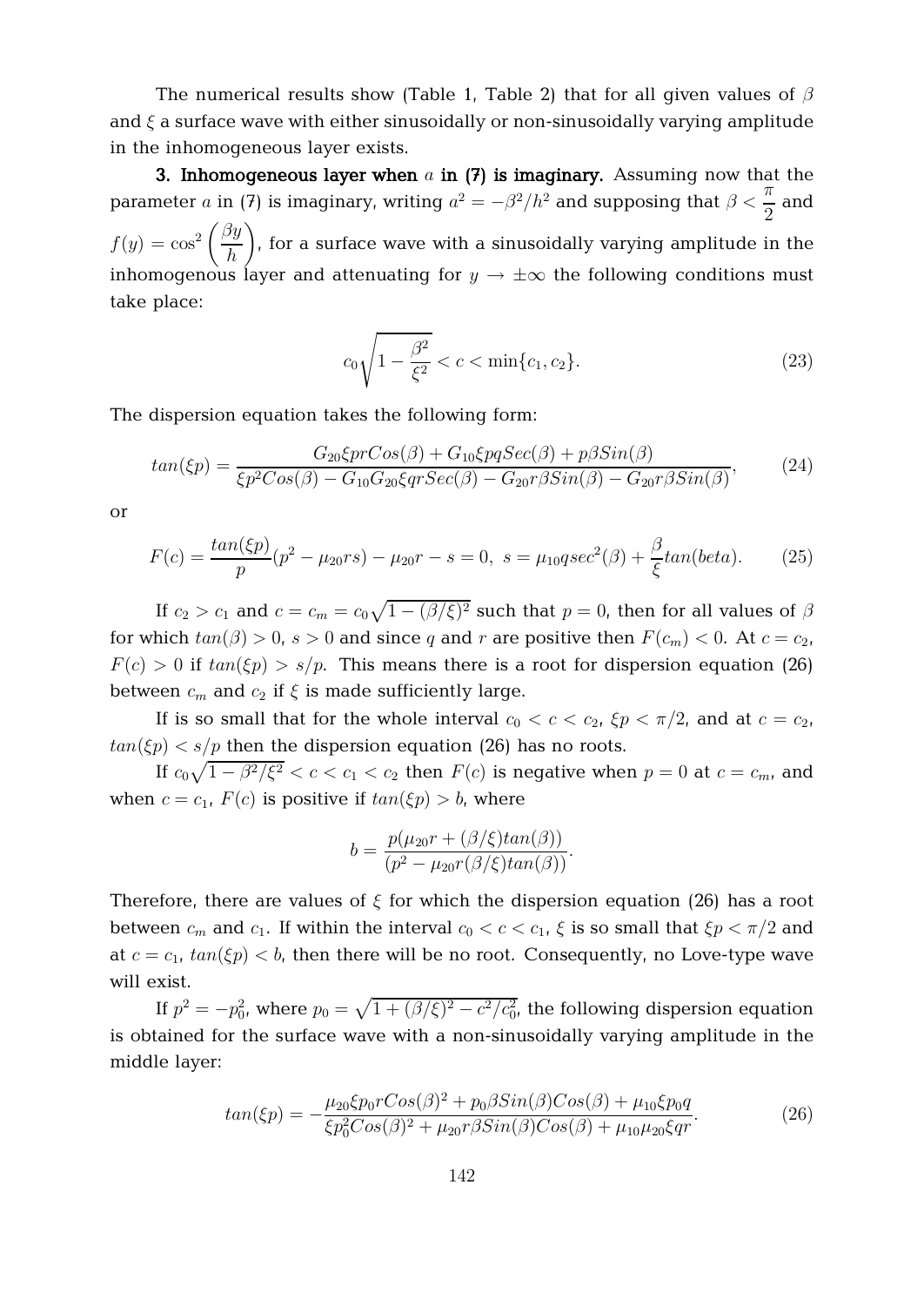The numerical results show (Table 1, Table 2) that for all given values of $\beta$ and $\xi$ a surface wave with either sinusoidally or non-sinusoidally varying amplitude in the inhomogeneous layer exists.

**3. Inhomogeneous layer when $a$ in (7) is imaginary.** Assuming now that the parameter $a$ in (7) is imaginary, writing $a^2 = -\beta^2/h^2$ and supposing that $\beta < \dfrac{\pi}{2}$ and $f(y) = \cos^2\left(\dfrac{\beta y}{h}\right)$, for a surface wave with a sinusoidally varying amplitude in the inhomogenous layer and attenuating for $y \to \pm\infty$ the following conditions must take place:

$$c_0\sqrt{1-\frac{\beta^2}{\xi^2}} < c < \min\{c_1, c_2\}. \tag{23}$$

The dispersion equation takes the following form:

$$tan(\xi p) = \frac{G_{20}\xi prCos(\beta) + G_{10}\xi pqSec(\beta) + p\beta Sin(\beta)}{\xi p^2 Cos(\beta) - G_{10}G_{20}\xi qrSec(\beta) - G_{20}r\beta Sin(\beta) - G_{20}r\beta Sin(\beta)}, \tag{24}$$

or

$$F(c) = \frac{tan(\xi p)}{p}(p^2 - \mu_{20}rs) - \mu_{20}r - s = 0,\ s = \mu_{10}qsec^2(\beta) + \frac{\beta}{\xi}tan(beta). \tag{25}$$

If $c_2 > c_1$ and $c = c_m = c_0\sqrt{1-(\beta/\xi)^2}$ such that $p = 0$, then for all values of $\beta$ for which $tan(\beta) > 0$, $s > 0$ and since $q$ and $r$ are positive then $F(c_m) < 0$. At $c = c_2$, $F(c) > 0$ if $tan(\xi p) > s/p$. This means there is a root for dispersion equation (26) between $c_m$ and $c_2$ if $\xi$ is made sufficiently large.

If is so small that for the whole interval $c_0 < c < c_2$, $\xi p < \pi/2$, and at $c = c_2$, $tan(\xi p) < s/p$ then the dispersion equation (26) has no roots.

If $c_0\sqrt{1-\beta^2/\xi^2} < c < c_1 < c_2$ then $F(c)$ is negative when $p = 0$ at $c = c_m$, and when $c = c_1$, $F(c)$ is positive if $tan(\xi p) > b$, where

$$b = \frac{p(\mu_{20}r + (\beta/\xi)tan(\beta))}{(p^2 - \mu_{20}r(\beta/\xi)tan(\beta))}.$$

Therefore, there are values of $\xi$ for which the dispersion equation (26) has a root between $c_m$ and $c_1$. If within the interval $c_0 < c < c_1$, $\xi$ is so small that $\xi p < \pi/2$ and at $c = c_1$, $tan(\xi p) < b$, then there will be no root. Consequently, no Love-type wave will exist.

If $p^2 = -p_0^2$, where $p_0 = \sqrt{1 + (\beta/\xi)^2 - c^2/c_0^2}$, the following dispersion equation is obtained for the surface wave with a non-sinusoidally varying amplitude in the middle layer:

$$tan(\xi p) = -\frac{\mu_{20}\xi p_0 rCos(\beta)^2 + p_0\beta Sin(\beta)Cos(\beta) + \mu_{10}\xi p_0 q}{\xi p_0^2 Cos(\beta)^2 + \mu_{20}r\beta Sin(\beta)Cos(\beta) + \mu_{10}\mu_{20}\xi qr}. \tag{26}$$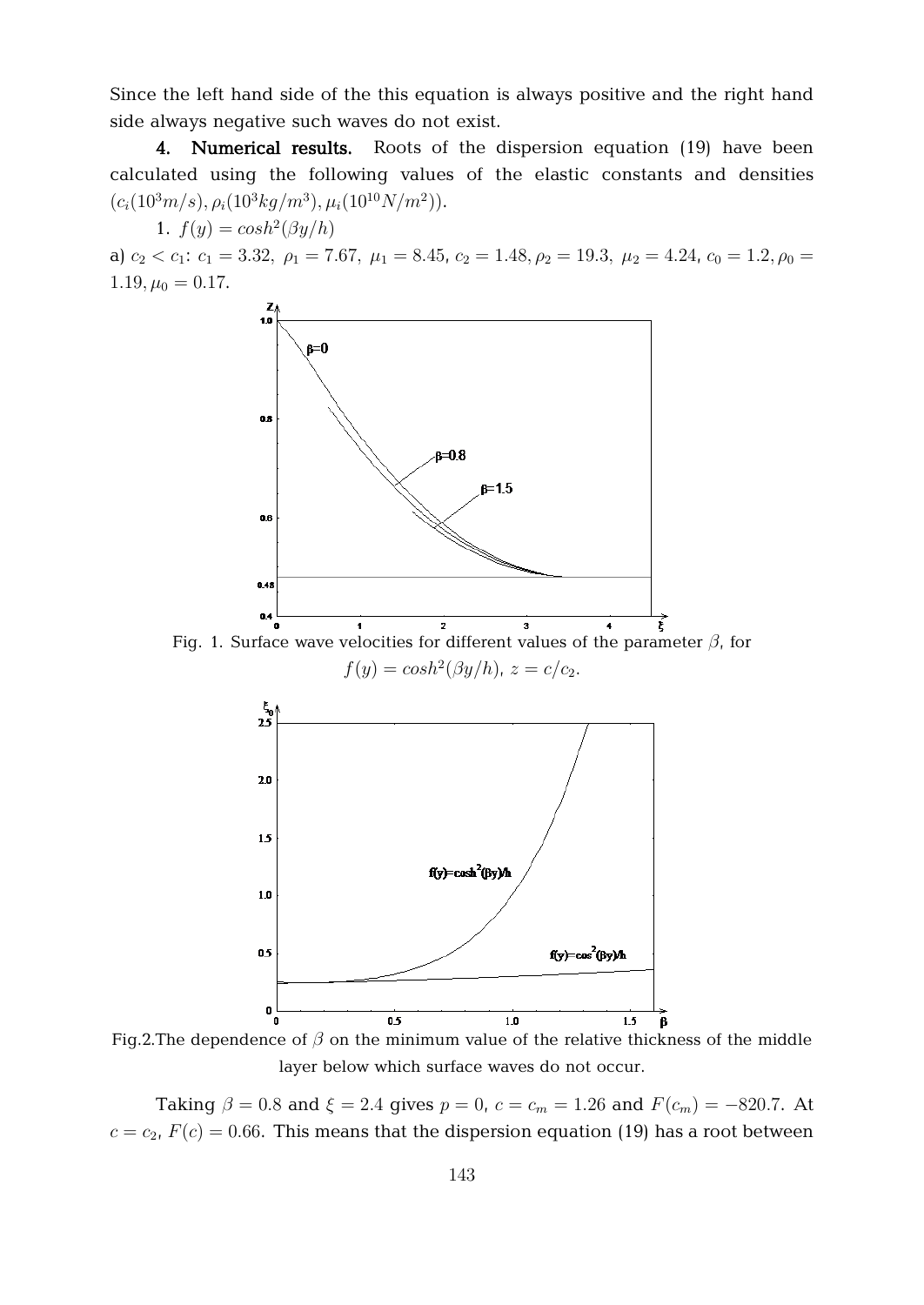Since the left hand side of the this equation is always positive and the right hand side always negative such waves do not exist.

**4. Numerical results.** Roots of the dispersion equation (19) have been calculated using the following values of the elastic constants and densities $(c_i(10^3 m/s), \rho_i(10^3 kg/m^3), \mu_i(10^{10} N/m^2))$.

1. $f(y) = cosh^2(\beta y/h)$

a) $c_2 < c_1$: $c_1 = 3.32,\ \rho_1 = 7.67,\ \mu_1 = 8.45$, $c_2 = 1.48, \rho_2 = 19.3,\ \mu_2 = 4.24$, $c_0 = 1.2, \rho_0 = 1.19, \mu_0 = 0.17$.

Fig. 1. Surface wave velocities for different values of the parameter $\beta$, for $f(y) = cosh^2(\beta y/h)$, $z = c/c_2$.

Fig.2.The dependence of $\beta$ on the minimum value of the relative thickness of the middle layer below which surface waves do not occur.

Taking $\beta = 0.8$ and $\xi = 2.4$ gives $p = 0$, $c = c_m = 1.26$ and $F(c_m) = -820.7$. At $c = c_2$, $F(c) = 0.66$. This means that the dispersion equation (19) has a root between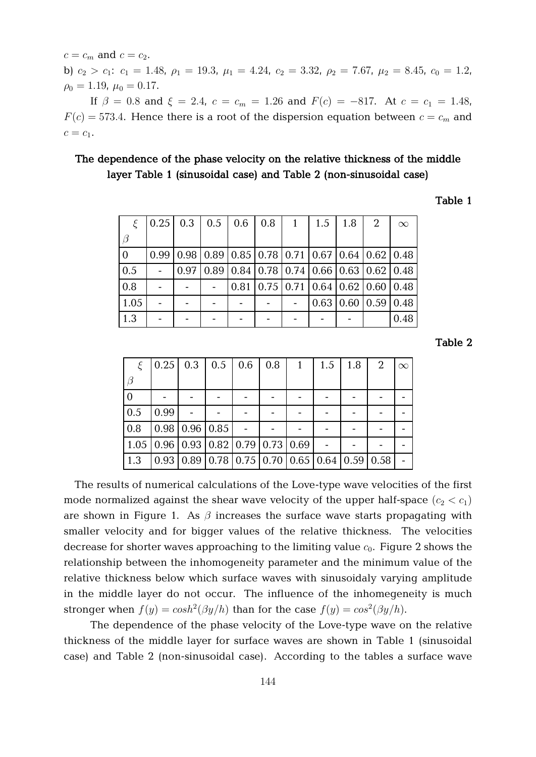$c = c_m$ and $c = c_2$.

b) $c_2 > c_1$: $c_1 = 1.48$, $\rho_1 = 19.3$, $\mu_1 = 4.24$, $c_2 = 3.32$, $\rho_2 = 7.67$, $\mu_2 = 8.45$, $c_0 = 1.2$, $\rho_0 = 1.19$, $\mu_0 = 0.17$.

If $\beta = 0.8$ and $\xi = 2.4$, $c = c_m = 1.26$ and $F(c) = -817$. At $c = c_1 = 1.48$, $F(c) = 573.4$. Hence there is a root of the dispersion equation between $c = c_m$ and $c = c_1$.

**The dependence of the phase velocity on the relative thickness of the middle layer Table 1 (sinusoidal case) and Table 2 (non-sinusoidal case)**

**Table 1**

| $\xi$ / $\beta$ | 0.25 | 0.3 | 0.5 | 0.6 | 0.8 | 1 | 1.5 | 1.8 | 2 | $\infty$ |
|---|---|---|---|---|---|---|---|---|---|---|
| 0 | 0.99 | 0.98 | 0.89 | 0.85 | 0.78 | 0.71 | 0.67 | 0.64 | 0.62 | 0.48 |
| 0.5 | - | 0.97 | 0.89 | 0.84 | 0.78 | 0.74 | 0.66 | 0.63 | 0.62 | 0.48 |
| 0.8 | - | - | - | 0.81 | 0.75 | 0.71 | 0.64 | 0.62 | 0.60 | 0.48 |
| 1.05 | - | - | - | - | - | - | 0.63 | 0.60 | 0.59 | 0.48 |
| 1.3 | - | - | - | - | - | - | - | - | | 0.48 |

**Table 2**

| $\xi$ / $\beta$ | 0.25 | 0.3 | 0.5 | 0.6 | 0.8 | 1 | 1.5 | 1.8 | 2 | $\infty$ |
|---|---|---|---|---|---|---|---|---|---|---|
| 0 | - | - | - | - | - | - | - | - | - | - |
| 0.5 | 0.99 | - | - | - | - | - | - | - | - | - |
| 0.8 | 0.98 | 0.96 | 0.85 | - | - | - | - | - | - | - |
| 1.05 | 0.96 | 0.93 | 0.82 | 0.79 | 0.73 | 0.69 | - | - | - | - |
| 1.3 | 0.93 | 0.89 | 0.78 | 0.75 | 0.70 | 0.65 | 0.64 | 0.59 | 0.58 | - |

The results of numerical calculations of the Love-type wave velocities of the first mode normalized against the shear wave velocity of the upper half-space ($c_2 < c_1$) are shown in Figure 1. As $\beta$ increases the surface wave starts propagating with smaller velocity and for bigger values of the relative thickness. The velocities decrease for shorter waves approaching to the limiting value $c_0$. Figure 2 shows the relationship between the inhomogeneity parameter and the minimum value of the relative thickness below which surface waves with sinusoidaly varying amplitude in the middle layer do not occur. The influence of the inhomegeneity is much stronger when $f(y) = cosh^2(\beta y/h)$ than for the case $f(y) = cos^2(\beta y/h)$.

The dependence of the phase velocity of the Love-type wave on the relative thickness of the middle layer for surface waves are shown in Table 1 (sinusoidal case) and Table 2 (non-sinusoidal case). According to the tables a surface wave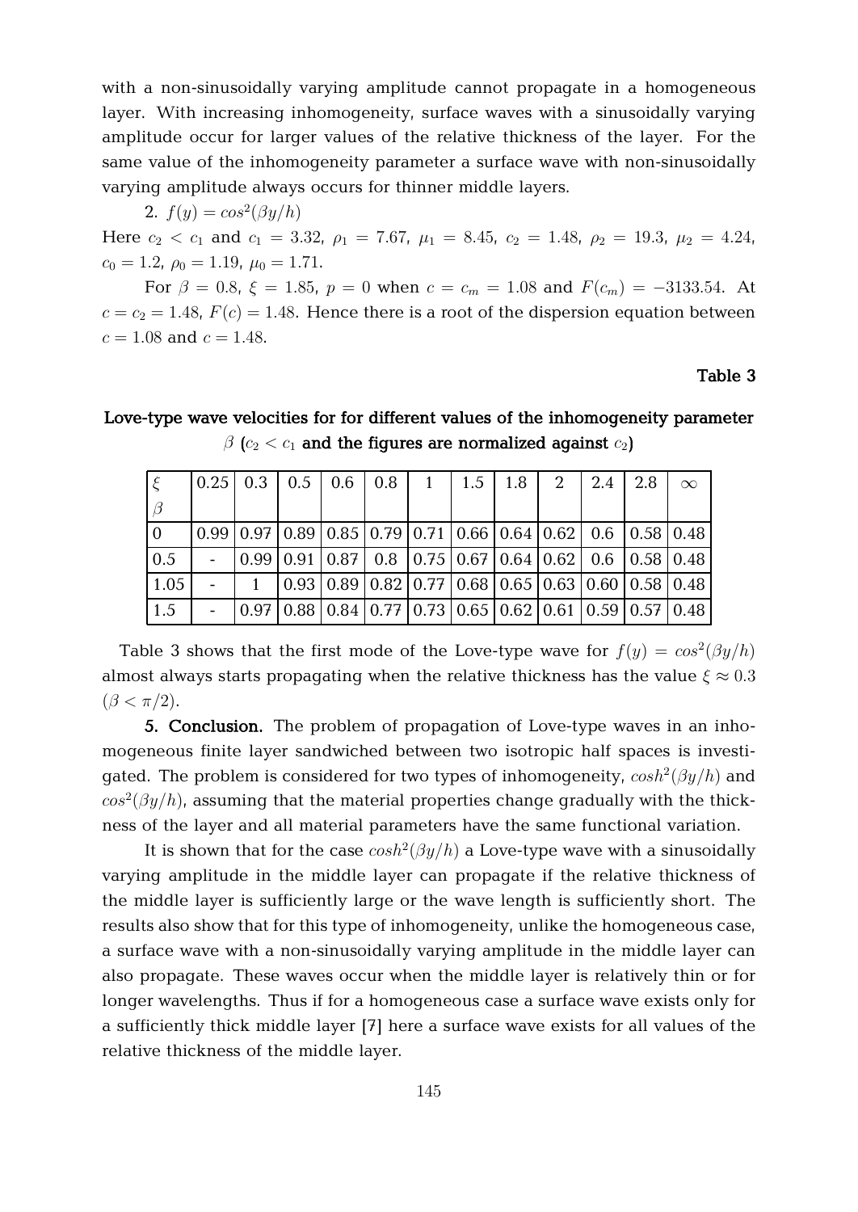with a non-sinusoidally varying amplitude cannot propagate in a homogeneous layer. With increasing inhomogeneity, surface waves with a sinusoidally varying amplitude occur for larger values of the relative thickness of the layer. For the same value of the inhomogeneity parameter a surface wave with non-sinusoidally varying amplitude always occurs for thinner middle layers.

2. $f(y) = cos^2(\beta y/h)$

Here $c_2 < c_1$ and $c_1 = 3.32$, $\rho_1 = 7.67$, $\mu_1 = 8.45$, $c_2 = 1.48$, $\rho_2 = 19.3$, $\mu_2 = 4.24$, $c_0 = 1.2$, $\rho_0 = 1.19$, $\mu_0 = 1.71$.

For $\beta = 0.8$, $\xi = 1.85$, $p = 0$ when $c = c_m = 1.08$ and $F(c_m) = -3133.54$. At $c = c_2 = 1.48$, $F(c) = 1.48$. Hence there is a root of the dispersion equation between $c = 1.08$ and $c = 1.48$.

**Table 3**

**Love-type wave velocities for for different values of the inhomogeneity parameter $\beta$ ($c_2 < c_1$ and the figures are normalized against $c_2$)**

| $\xi$ / $\beta$ | 0.25 | 0.3 | 0.5 | 0.6 | 0.8 | 1 | 1.5 | 1.8 | 2 | 2.4 | 2.8 | $\infty$ |
|---|---|---|---|---|---|---|---|---|---|---|---|---|
| 0 | 0.99 | 0.97 | 0.89 | 0.85 | 0.79 | 0.71 | 0.66 | 0.64 | 0.62 | 0.6 | 0.58 | 0.48 |
| 0.5 | - | 0.99 | 0.91 | 0.87 | 0.8 | 0.75 | 0.67 | 0.64 | 0.62 | 0.6 | 0.58 | 0.48 |
| 1.05 | - | 1 | 0.93 | 0.89 | 0.82 | 0.77 | 0.68 | 0.65 | 0.63 | 0.60 | 0.58 | 0.48 |
| 1.5 | - | 0.97 | 0.88 | 0.84 | 0.77 | 0.73 | 0.65 | 0.62 | 0.61 | 0.59 | 0.57 | 0.48 |

Table 3 shows that the first mode of the Love-type wave for $f(y) = cos^2(\beta y/h)$ almost always starts propagating when the relative thickness has the value $\xi \approx 0.3$ ($\beta < \pi/2$).

**5. Conclusion.** The problem of propagation of Love-type waves in an inhomogeneous finite layer sandwiched between two isotropic half spaces is investigated. The problem is considered for two types of inhomogeneity, $cosh^2(\beta y/h)$ and $cos^2(\beta y/h)$, assuming that the material properties change gradually with the thickness of the layer and all material parameters have the same functional variation.

It is shown that for the case $cosh^2(\beta y/h)$ a Love-type wave with a sinusoidally varying amplitude in the middle layer can propagate if the relative thickness of the middle layer is sufficiently large or the wave length is sufficiently short. The results also show that for this type of inhomogeneity, unlike the homogeneous case, a surface wave with a non-sinusoidally varying amplitude in the middle layer can also propagate. These waves occur when the middle layer is relatively thin or for longer wavelengths. Thus if for a homogeneous case a surface wave exists only for a sufficiently thick middle layer [7] here a surface wave exists for all values of the relative thickness of the middle layer.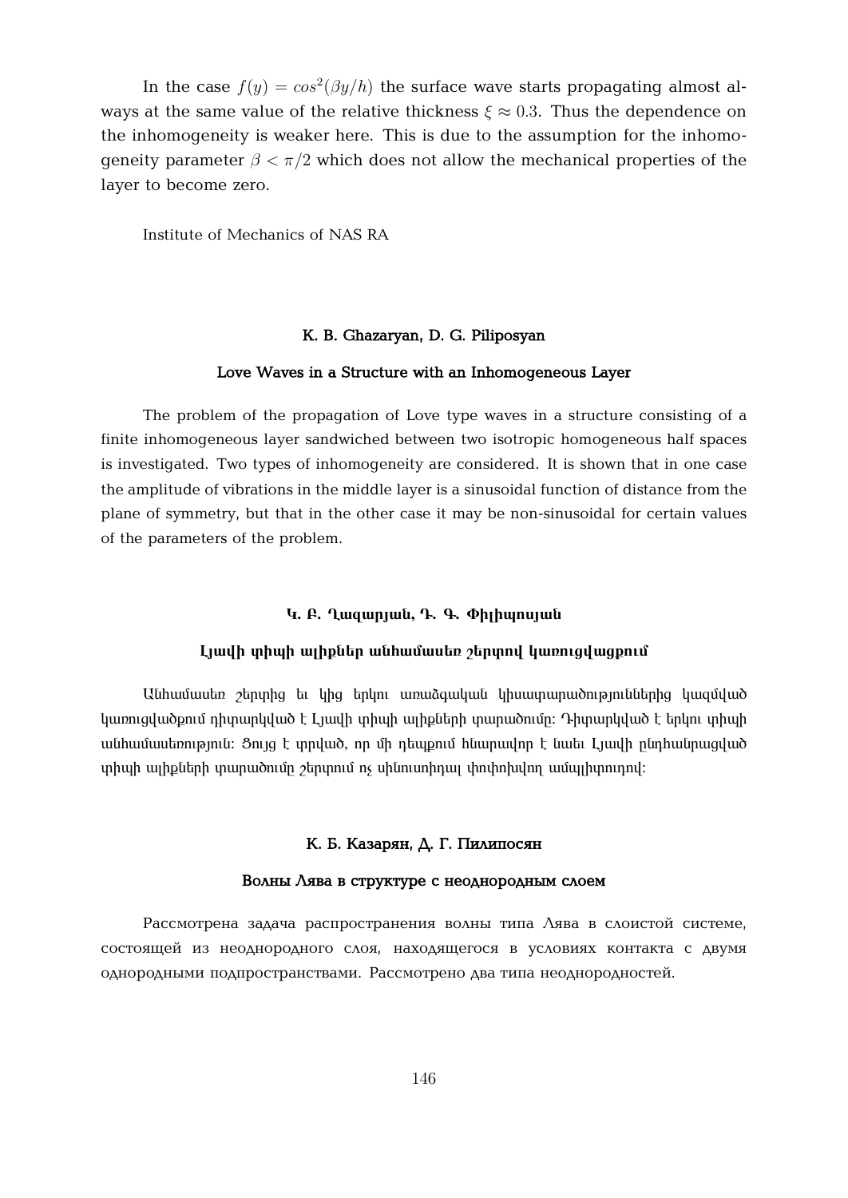In the case $f(y) = cos^2(\beta y/h)$ the surface wave starts propagating almost always at the same value of the relative thickness $\xi \approx 0.3$. Thus the dependence on the inhomogeneity is weaker here. This is due to the assumption for the inhomogeneity parameter $\beta < \pi/2$ which does not allow the mechanical properties of the layer to become zero.

Institute of Mechanics of NAS RA

**K. B. Ghazaryan, D. G. Piliposyan**

**Love Waves in a Structure with an Inhomogeneous Layer**

The problem of the propagation of Love type waves in a structure consisting of a finite inhomogeneous layer sandwiched between two isotropic homogeneous half spaces is investigated. Two types of inhomogeneity are considered. It is shown that in one case the amplitude of vibrations in the middle layer is a sinusoidal function of distance from the plane of symmetry, but that in the other case it may be non-sinusoidal for certain values of the parameters of the problem.

**Կ. Բ. Ղազարյան, Դ. Գ. Փիլիպոսյան**

**Լյավի տիպի ալիքներ անհամասեռ շերտով կառուցվածքում**

Անհամասեռ շերտից եւ կից երկու առաձգական կիսատարածություններից կազմված կառուցվածքում դիտարկված է Լյավի տիպի ալիքների տարածումը: Դիտարկված է երկու տիպի անհամասեռություն: Ցույց է տրված, որ մի դեպքում հնարավոր է նաեւ Լյավի ընդհանրացված տիպի ալիքների տարածումը շերտում ոչ սինուսոիդալ փոփոխվող ամպլիտուդով:

**К. Б. Казарян, Д. Г. Пилипосян**

**Волны Лява в структуре с неоднородным слоем**

Рассмотрена задача распространения волны типа Лява в слоистой системе, состоящей из неоднородного слоя, находящегося в условиях контакта с двумя однородными подпространствами. Рассмотрено два типа неоднородностей.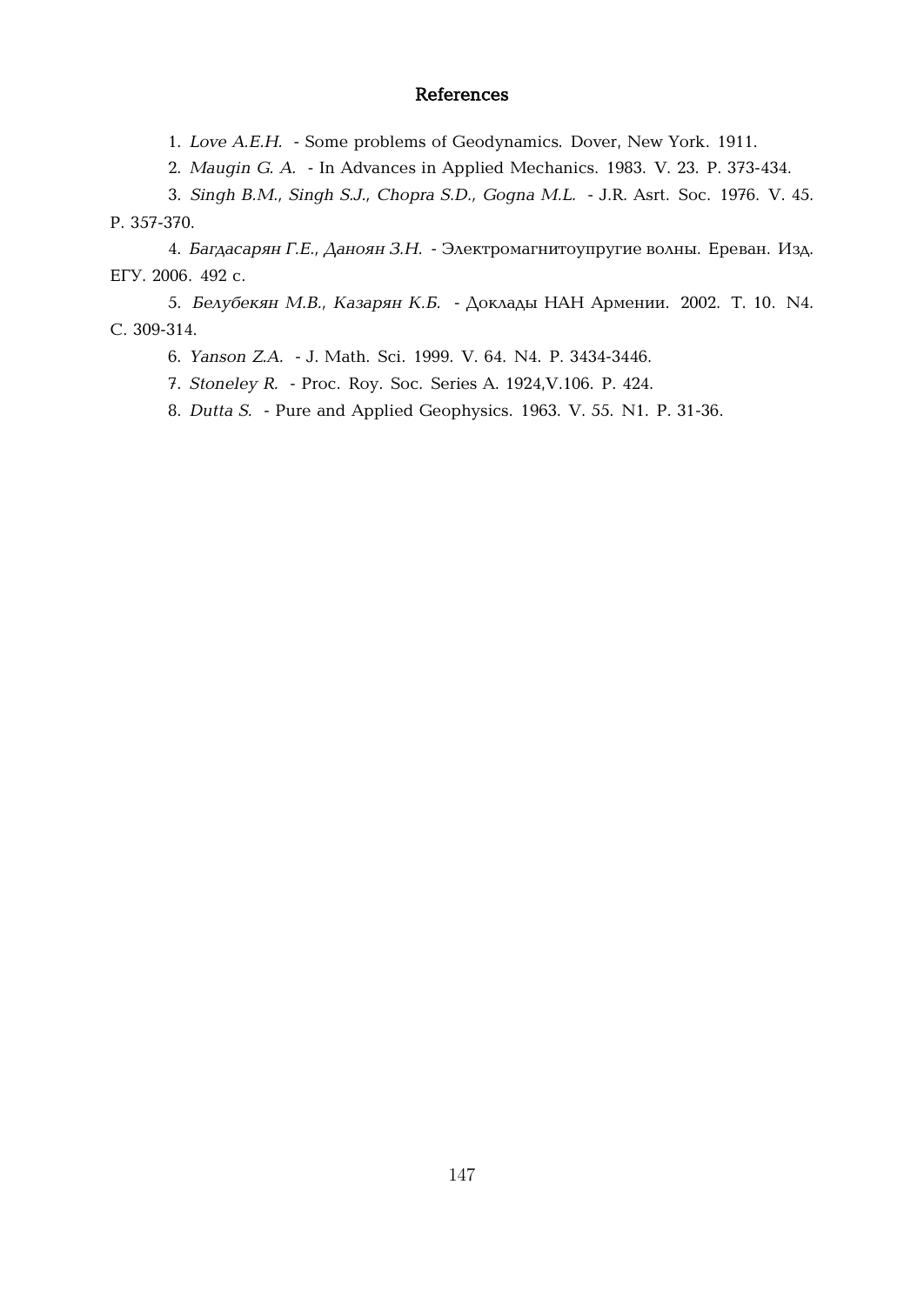## References

1. *Love A.E.H.* - Some problems of Geodynamics. Dover, New York. 1911.
2. *Maugin G. A.* - In Advances in Applied Mechanics. 1983. V. 23. P. 373-434.
3. *Singh B.M., Singh S.J., Chopra S.D., Gogna M.L.* - J.R. Asrt. Soc. 1976. V. 45. P. 357-370.
4. *Багдасарян Г.Е., Даноян З.Н.* - Электромагнитоупругие волны. Ереван. Изд. ЕГУ. 2006. 492 с.
5. *Белубекян М.В., Казарян К.Б.* - Доклады НАН Армении. 2002. Т. 10. N4. С. 309-314.
6. *Yanson Z.A.* - J. Math. Sci. 1999. V. 64. N4. P. 3434-3446.
7. *Stoneley R.* - Proc. Roy. Soc. Series A. 1924,V.106. P. 424.
8. *Dutta S.* - Pure and Applied Geophysics. 1963. V. 55. N1. P. 31-36.